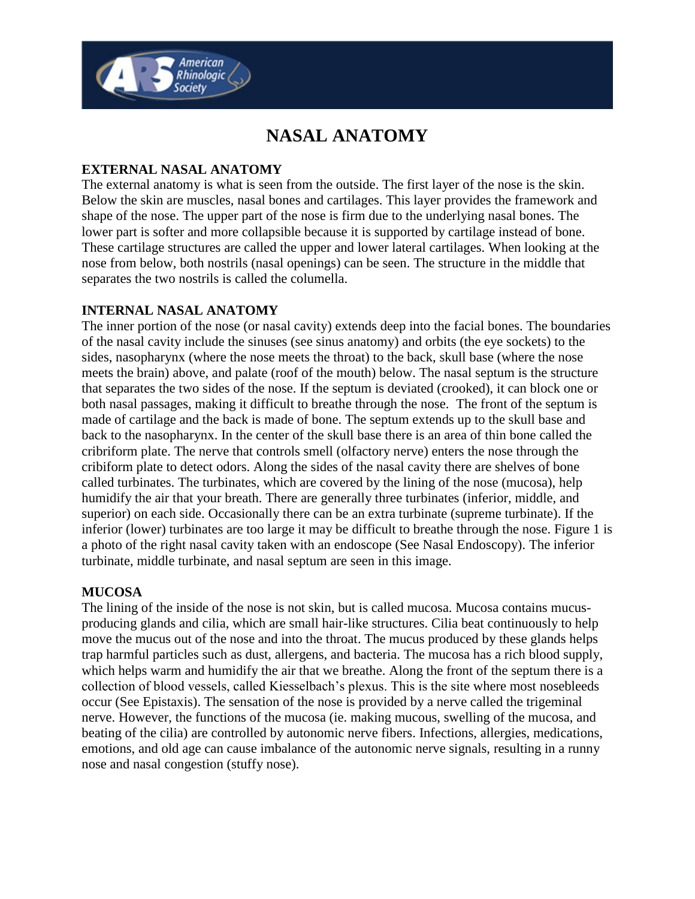# NASAL ANATOMY

## EXTERNAL NASAL ANATOMY

The external anatomy is what is seen from the outside. The first layer of the nose is the skin. Below the skin are muscles, nasal bones and cartilages. This layer provides the framework and shape of the nose. The upper part of the nose is firm due to the underlying nasal bones. The lower part is softer and more collapsible because it is supported by cartilage instead of bone. These cartilage structures are called the upper and lower lateral cartilages. When looking at the nose from below, both nostrils (nasal openings) can be seen. The structure in the middle that separates the two nostrils is called the columella.

## INTERNAL NASAL ANATOMY

The inner portion of the nose (or nasal cavity) extends deep into the facial bones. The boundaries of the nasal cavity include the sinuses (see sinus anatomy) and orbits (the eye sockets) to the sides, nasopharynx (where the nose meets the throat) to the back, skull base (where the nose meets the brain) above, and palate (roof of the mouth) below. The nasal septum is the structure that separates the two sides of the nose. If the septum is deviated (crooked), it can block one or both nasal passages, making it difficult to breathe through the nose. The front of the septum is made of cartilage and the back is made of bone. The septum extends up to the skull base and back to the nasopharynx. In the center of the skull base there is an area of thin bone called the cribriform plate. The nerve that controls smell (olfactory nerve) enters the nose through the cribiform plate to detect odors. Along the sides of the nasal cavity there are shelves of bone called turbinates. The turbinates, which are covered by the lining of the nose (mucosa), help humidify the air that your breath. There are generally three turbinates (inferior, middle, and superior) on each side. Occasionally there can be an extra turbinate (supreme turbinate). If the inferior (lower) turbinates are too large it may be difficult to breathe through the nose. Figure 1 is a photo of the right nasal cavity taken with an endoscope (See Nasal Endoscopy). The inferior turbinate, middle turbinate, and nasal septum are seen in this image.

## MUCOSA

The lining of the inside of the nose is not skin, but is called mucosa. Mucosa contains mucus-producing glands and cilia, which are small hair-like structures. Cilia beat continuously to help move the mucus out of the nose and into the throat. The mucus produced by these glands helps trap harmful particles such as dust, allergens, and bacteria. The mucosa has a rich blood supply, which helps warm and humidify the air that we breathe. Along the front of the septum there is a collection of blood vessels, called Kiesselbach's plexus. This is the site where most nosebleeds occur (See Epistaxis). The sensation of the nose is provided by a nerve called the trigeminal nerve. However, the functions of the mucosa (ie. making mucous, swelling of the mucosa, and beating of the cilia) are controlled by autonomic nerve fibers. Infections, allergies, medications, emotions, and old age can cause imbalance of the autonomic nerve signals, resulting in a runny nose and nasal congestion (stuffy nose).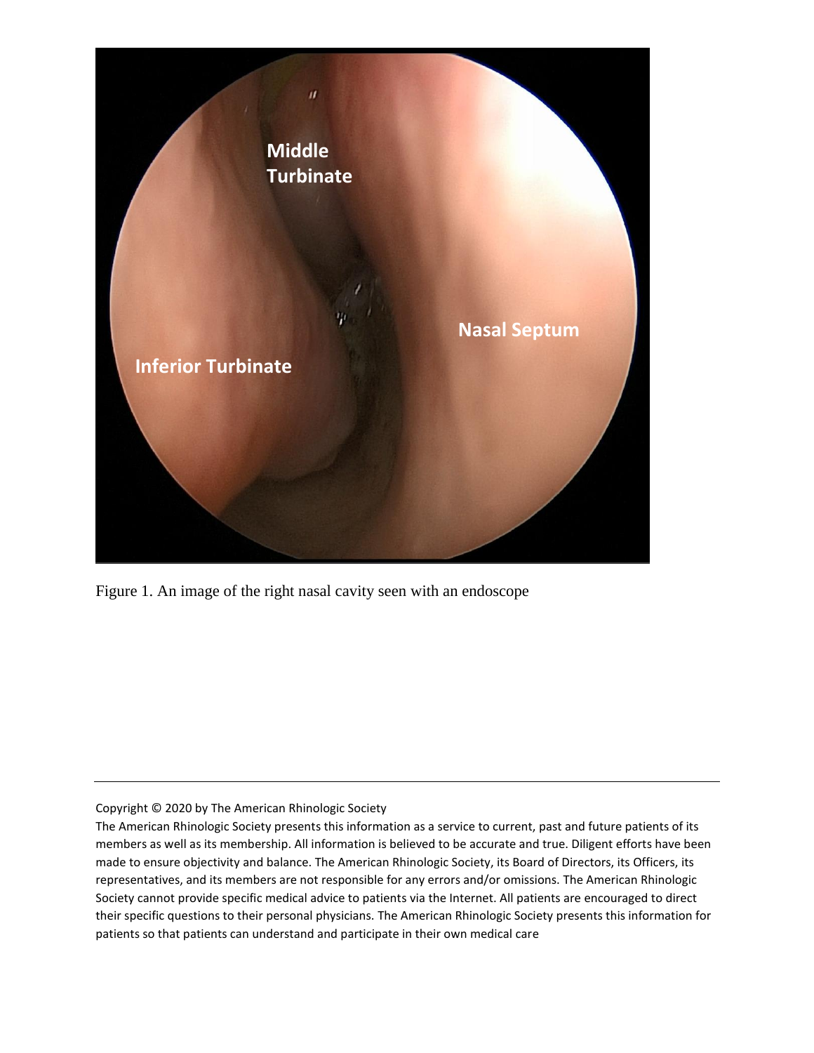Figure 1. An image of the right nasal cavity seen with an endoscope

Copyright © 2020 by The American Rhinologic Society

The American Rhinologic Society presents this information as a service to current, past and future patients of its members as well as its membership. All information is believed to be accurate and true. Diligent efforts have been made to ensure objectivity and balance. The American Rhinologic Society, its Board of Directors, its Officers, its representatives, and its members are not responsible for any errors and/or omissions. The American Rhinologic Society cannot provide specific medical advice to patients via the Internet. All patients are encouraged to direct their specific questions to their personal physicians. The American Rhinologic Society presents this information for patients so that patients can understand and participate in their own medical care